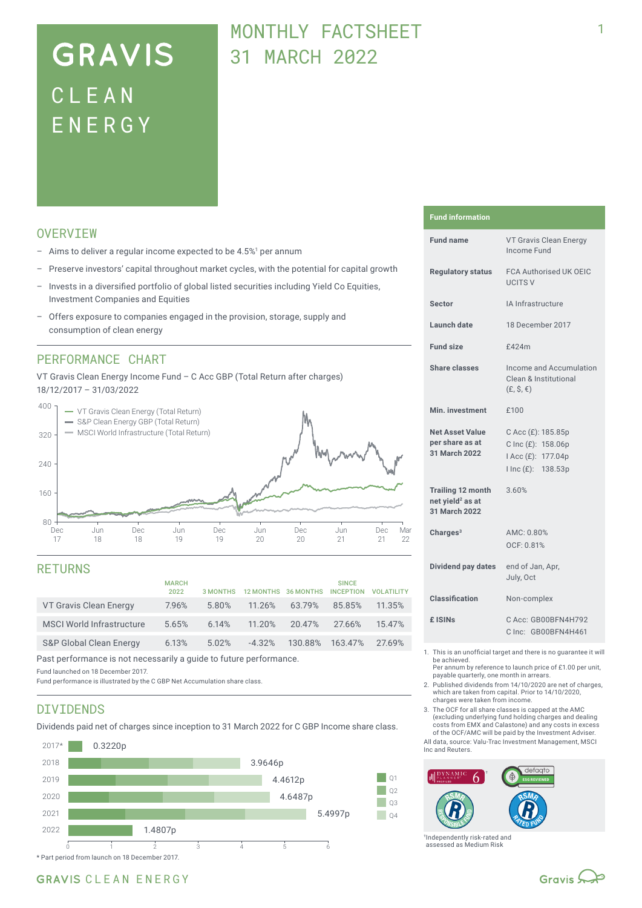# GRAVIS CLEAN ENERGY

## MONTHLY FACTSHEET 31 MARCH 2022

## OVERVIEW

- Aims to deliver a regular income expected to be 4.5%[1] per annum
- Preserve investors' capital throughout market cycles, with the potential for capital growth
- Invests in a diversified portfolio of global listed securities including Yield Co Equities, Investment Companies and Equities
- Offers exposure to companies engaged in the provision, storage, supply and consumption of clean energy

## PERFORMANCE CHART

VT Gravis Clean Energy Income Fund – C Acc GBP (Total Return after charges)
18/12/2017 – 31/03/2022

- VT Gravis Clean Energy (Total Return)
- S&P Clean Energy GBP (Total Return)
- MSCI World Infrastructure (Total Return)

## RETURNS

| | MARCH 2022 | 3 MONTHS | 12 MONTHS | 36 MONTHS | SINCE INCEPTION | VOLATILITY |
|---|---|---|---|---|---|---|
| VT Gravis Clean Energy | 7.96% | 5.80% | 11.26% | 63.79% | 85.85% | 11.35% |
| MSCI World Infrastructure | 5.65% | 6.14% | 11.20% | 20.47% | 27.66% | 15.47% |
| S&P Global Clean Energy | 6.13% | 5.02% | -4.32% | 130.88% | 163.47% | 27.69% |

Past performance is not necessarily a guide to future performance.

Fund launched on 18 December 2017.
Fund performance is illustrated by the C GBP Net Accumulation share class.

## DIVIDENDS

Dividends paid net of charges since inception to 31 March 2022 for C GBP Income share class.

| Year | Dividends |
|---|---|
| 2017* | 0.3220p |
| 2018 | 3.9646p |
| 2019 | 4.4612p |
| 2020 | 4.6487p |
| 2021 | 5.4997p |
| 2022 | 1.4807p |

\* Part period from launch on 18 December 2017.

## Fund information

| | |
|---|---|
| **Fund name** | VT Gravis Clean Energy Income Fund |
| **Regulatory status** | FCA Authorised UK OEIC UCITS V |
| **Sector** | IA Infrastructure |
| **Launch date** | 18 December 2017 |
| **Fund size** | £424m |
| **Share classes** | Income and Accumulation Clean & Institutional (£, $, €) |
| **Min. investment** | £100 |
| **Net Asset Value per share as at 31 March 2022** | C Acc (£): 185.85p<br>C Inc (£): 158.06p<br>I Acc (£): 177.04p<br>I Inc (£): 138.53p |
| **Trailing 12 month net yield[2] as at 31 March 2022** | 3.60% |
| **Charges[3]** | AMC: 0.80%<br>OCF: 0.81% |
| **Dividend pay dates** | end of Jan, Apr, July, Oct |
| **Classification** | Non-complex |
| **£ ISINs** | C Acc: GB00BFN4H792<br>C Inc: GB00BFN4H461 |

1. This is an unofficial target and there is no guarantee it will be achieved. Per annum by reference to launch price of £1.00 per unit, payable quarterly, one month in arrears.
2. Published dividends from 14/10/2020 are net of charges, which are taken from capital. Prior to 14/10/2020, charges were taken from income.
3. The OCF for all share classes is capped at the AMC (excluding underlying fund holding charges and dealing costs from EMX and Calastone) and any costs in excess of the OCF/AMC will be paid by the Investment Adviser.

All data, source: Valu-Trac Investment Management, MSCI Inc and Reuters.

[†]Independently risk-rated and assessed as Medium Risk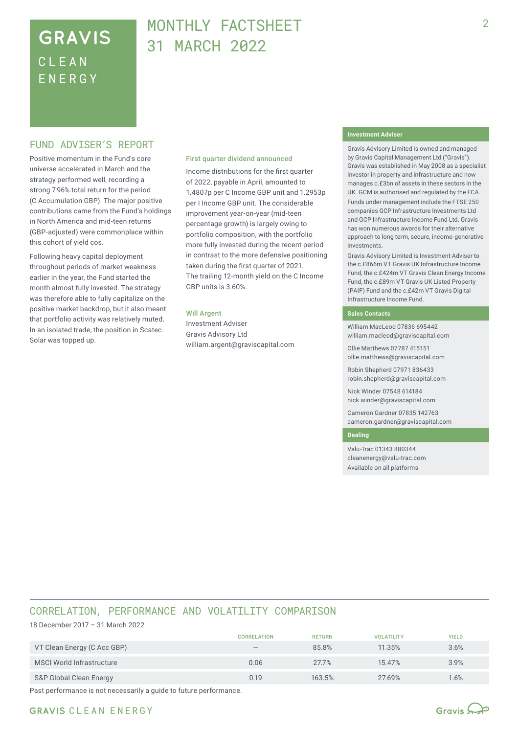# GRAVIS CLEAN ENERGY

# MONTHLY FACTSHEET 31 MARCH 2022

## FUND ADVISER'S REPORT

Positive momentum in the Fund's core universe accelerated in March and the strategy performed well, recording a strong 7.96% total return for the period (C Accumulation GBP). The major positive contributions came from the Fund's holdings in North America and mid-teen returns (GBP-adjusted) were commonplace within this cohort of yield cos.

Following heavy capital deployment throughout periods of market weakness earlier in the year, the Fund started the month almost fully invested. The strategy was therefore able to fully capitalize on the positive market backdrop, but it also meant that portfolio activity was relatively muted. In an isolated trade, the position in Scatec Solar was topped up.

### First quarter dividend announced

Income distributions for the first quarter of 2022, payable in April, amounted to 1.4807p per C Income GBP unit and 1.2953p per I Income GBP unit. The considerable improvement year-on-year (mid-teen percentage growth) is largely owing to portfolio composition, with the portfolio more fully invested during the recent period in contrast to the more defensive positioning taken during the first quarter of 2021. The trailing 12-month yield on the C Income GBP units is 3.60%.

**Will Argent**
Investment Adviser
Gravis Advisory Ltd
william.argent@graviscapital.com

### Investment Adviser

Gravis Advisory Limited is owned and managed by Gravis Capital Management Ltd ("Gravis"). Gravis was established in May 2008 as a specialist investor in property and infrastructure and now manages c.£3bn of assets in these sectors in the UK. GCM is authorised and regulated by the FCA. Funds under management include the FTSE 250 companies GCP Infrastructure Investments Ltd and GCP Infrastructure Income Fund Ltd. Gravis has won numerous awards for their alternative approach to long term, secure, income-generative investments.

Gravis Advisory Limited is Investment Adviser to the c.£866m VT Gravis UK Infrastructure Income Fund, the c.£424m VT Gravis Clean Energy Income Fund, the c.£89m VT Gravis UK Listed Property (PAIF) Fund and the c.£42m VT Gravis Digital Infrastructure Income Fund.

### Sales Contacts

William MacLeod 07836 695442
william.macleod@graviscapital.com

Ollie Matthews 07787 415151
ollie.matthews@graviscapital.com

Robin Shepherd 07971 836433
robin.shepherd@graviscapital.com

Nick Winder 07548 614184
nick.winder@graviscapital.com

Cameron Gardner 07835 142763
cameron.gardner@graviscapital.com

### Dealing

Valu-Trac 01343 880344
cleanenergy@valu-trac.com
Available on all platforms

## CORRELATION, PERFORMANCE AND VOLATILITY COMPARISON

18 December 2017 – 31 March 2022

| | CORRELATION | RETURN | VOLATILITY | YIELD |
|---|---|---|---|---|
| VT Clean Energy (C Acc GBP) | – | 85.8% | 11.35% | 3.6% |
| MSCI World Infrastructure | 0.06 | 27.7% | 15.47% | 3.9% |
| S&P Global Clean Energy | 0.19 | 163.5% | 27.69% | 1.6% |

Past performance is not necessarily a guide to future performance.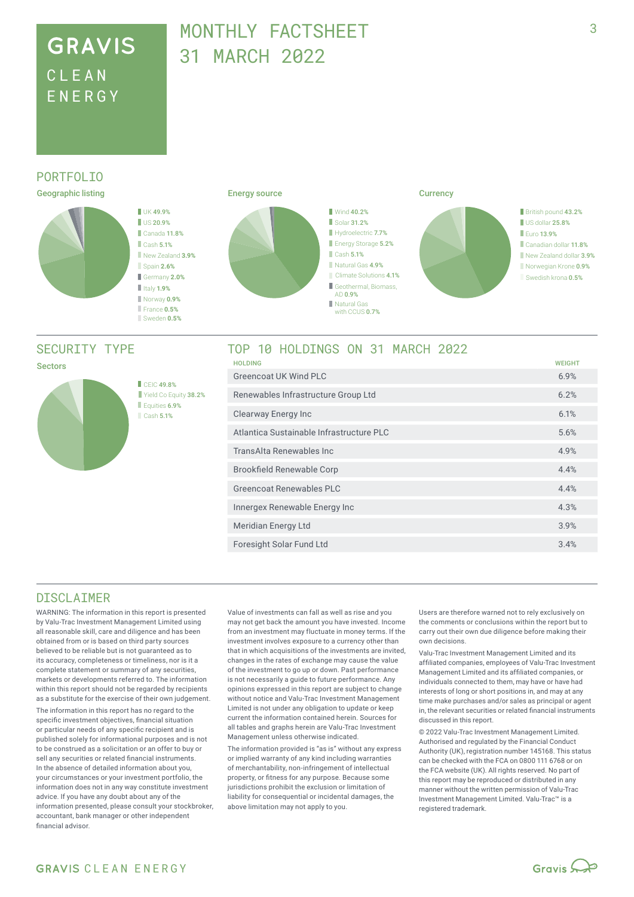# GRAVIS CLEAN ENERGY

# MONTHLY FACTSHEET 31 MARCH 2022

## PORTFOLIO

### Geographic listing

UK **49.9%**
US **20.9%**
Canada **11.8%**
Cash **5.1%**
New Zealand **3.9%**
Spain **2.6%**
Germany **2.0%**
Italy **1.9%**
Norway **0.9%**
France **0.5%**
Sweden **0.5%**

### Energy source

Wind **40.2%**
Solar **31.2%**
Hydroelectric **7.7%**
Energy Storage **5.2%**
Cash **5.1%**
Natural Gas **4.9%**
Climate Solutions **4.1%**
Geothermal, Biomass, AD **0.9%**
Natural Gas with CCUS **0.7%**

### Currency

British pound **43.2%**
US dollar **25.8%**
Euro **13.9%**
Canadian dollar **11.8%**
New Zealand dollar **3.9%**
Norwegian Krone **0.9%**
Swedish krona **0.5%**

## SECURITY TYPE

### Sectors

CEIC **49.8%**
Yield Co Equity **38.2%**
Equities **6.9%**
Cash **5.1%**

## TOP 10 HOLDINGS ON 31 MARCH 2022

| HOLDING | WEIGHT |
|---|---|
| Greencoat UK Wind PLC | 6.9% |
| Renewables Infrastructure Group Ltd | 6.2% |
| Clearway Energy Inc | 6.1% |
| Atlantica Sustainable Infrastructure PLC | 5.6% |
| TransAlta Renewables Inc | 4.9% |
| Brookfield Renewable Corp | 4.4% |
| Greencoat Renewables PLC | 4.4% |
| Innergex Renewable Energy Inc | 4.3% |
| Meridian Energy Ltd | 3.9% |
| Foresight Solar Fund Ltd | 3.4% |

## DISCLAIMER

WARNING: The information in this report is presented by Valu-Trac Investment Management Limited using all reasonable skill, care and diligence and has been obtained from or is based on third party sources believed to be reliable but is not guaranteed as to its accuracy, completeness or timeliness, nor is it a complete statement or summary of any securities, markets or developments referred to. The information within this report should not be regarded by recipients as a substitute for the exercise of their own judgement.

The information in this report has no regard to the specific investment objectives, financial situation or particular needs of any specific recipient and is published solely for informational purposes and is not to be construed as a solicitation or an offer to buy or sell any securities or related financial instruments. In the absence of detailed information about you, your circumstances or your investment portfolio, the information does not in any way constitute investment advice. If you have any doubt about any of the information presented, please consult your stockbroker, accountant, bank manager or other independent financial advisor.

Value of investments can fall as well as rise and you may not get back the amount you have invested. Income from an investment may fluctuate in money terms. If the investment involves exposure to a currency other than that in which acquisitions of the investments are invited, changes in the rates of exchange may cause the value of the investment to go up or down. Past performance is not necessarily a guide to future performance. Any opinions expressed in this report are subject to change without notice and Valu-Trac Investment Management Limited is not under any obligation to update or keep current the information contained herein. Sources for all tables and graphs herein are Valu-Trac Investment Management unless otherwise indicated.

The information provided is "as is" without any express or implied warranty of any kind including warranties of merchantability, non-infringement of intellectual property, or fitness for any purpose. Because some jurisdictions prohibit the exclusion or limitation of liability for consequential or incidental damages, the above limitation may not apply to you.

Users are therefore warned not to rely exclusively on the comments or conclusions within the report but to carry out their own due diligence before making their own decisions.

Valu-Trac Investment Management Limited and its affiliated companies, employees of Valu-Trac Investment Management Limited and its affiliated companies, or individuals connected to them, may have or have had interests of long or short positions in, and may at any time make purchases and/or sales as principal or agent in, the relevant securities or related financial instruments discussed in this report.

© 2022 Valu-Trac Investment Management Limited. Authorised and regulated by the Financial Conduct Authority (UK), registration number 145168. This status can be checked with the FCA on 0800 111 6768 or on the FCA website (UK). All rights reserved. No part of this report may be reproduced or distributed in any manner without the written permission of Valu-Trac Investment Management Limited. Valu-Trac™ is a registered trademark.